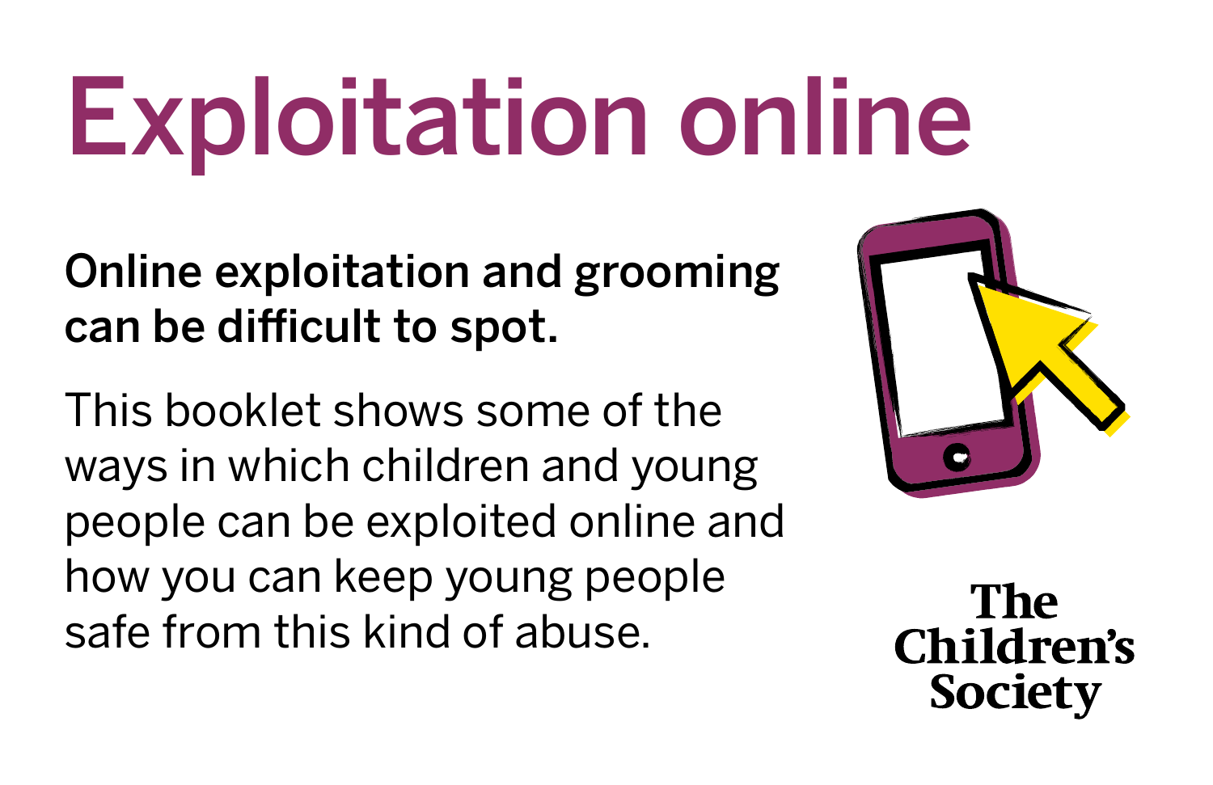# Exploitation online

**Online exploitation and grooming can be difficult to spot.**

This booklet shows some of the ways in which children and young people can be exploited online and how you can keep young people safe from this kind of abuse.

The Children's Society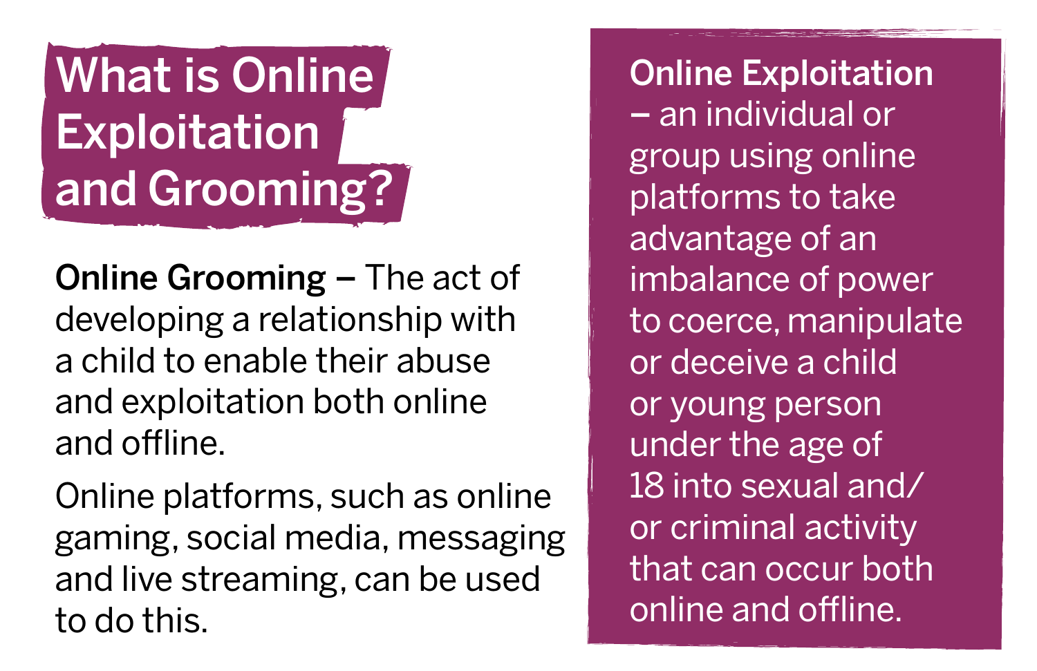# What is Online Exploitation and Grooming?

**Online Grooming –** The act of developing a relationship with a child to enable their abuse and exploitation both online and offline.

Online platforms, such as online gaming, social media, messaging and live streaming, can be used to do this.

**Online Exploitation** – an individual or group using online platforms to take advantage of an imbalance of power to coerce, manipulate or deceive a child or young person under the age of 18 into sexual and/or criminal activity that can occur both online and offline.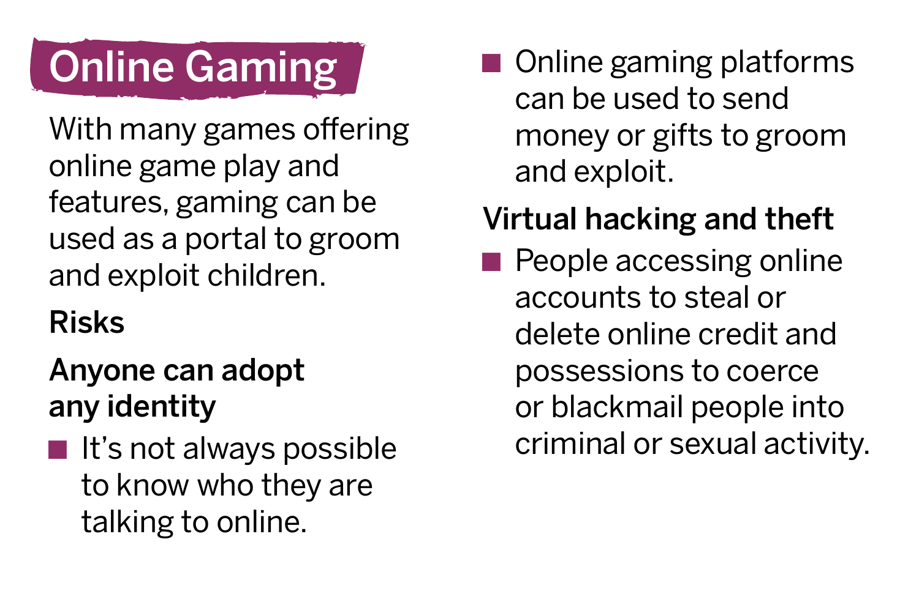# Online Gaming

With many games offering online game play and features, gaming can be used as a portal to groom and exploit children.

**Risks**

**Anyone can adopt any identity**

- It's not always possible to know who they are talking to online.
- Online gaming platforms can be used to send money or gifts to groom and exploit.

**Virtual hacking and theft**

- People accessing online accounts to steal or delete online credit and possessions to coerce or blackmail people into criminal or sexual activity.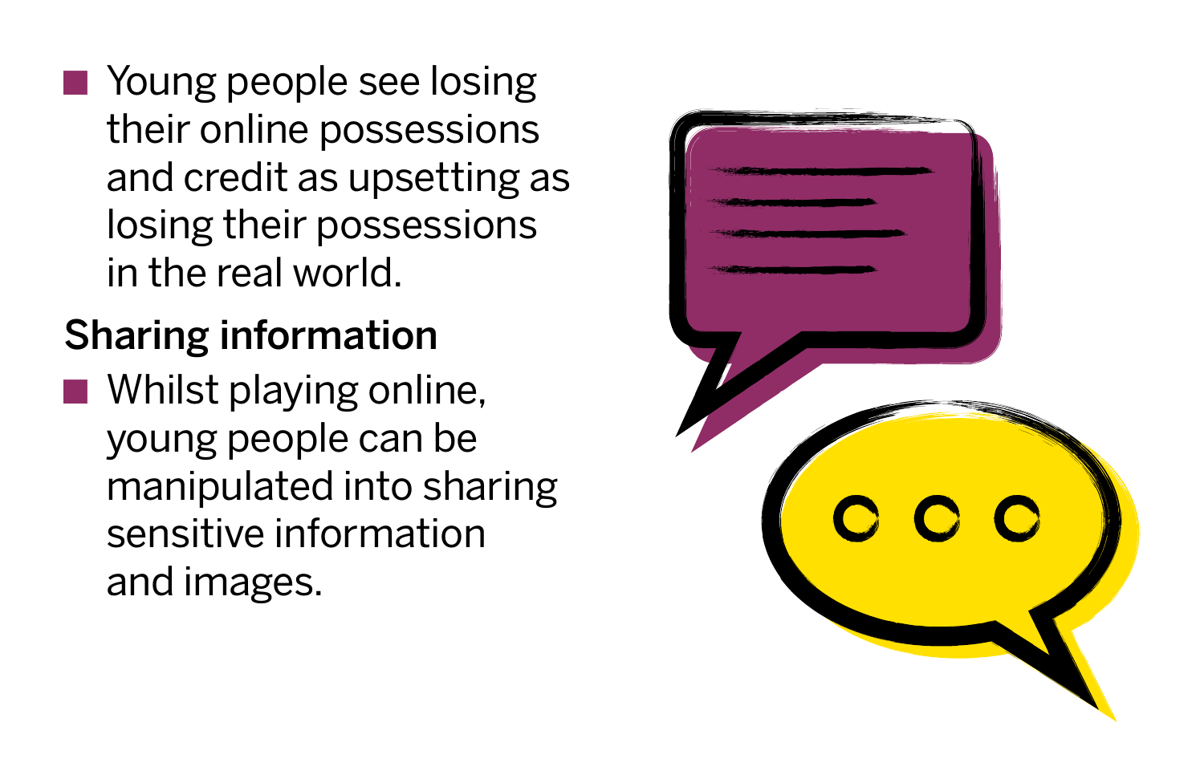- Young people see losing their online possessions and credit as upsetting as losing their possessions in the real world.

### Sharing information

- Whilst playing online, young people can be manipulated into sharing sensitive information and images.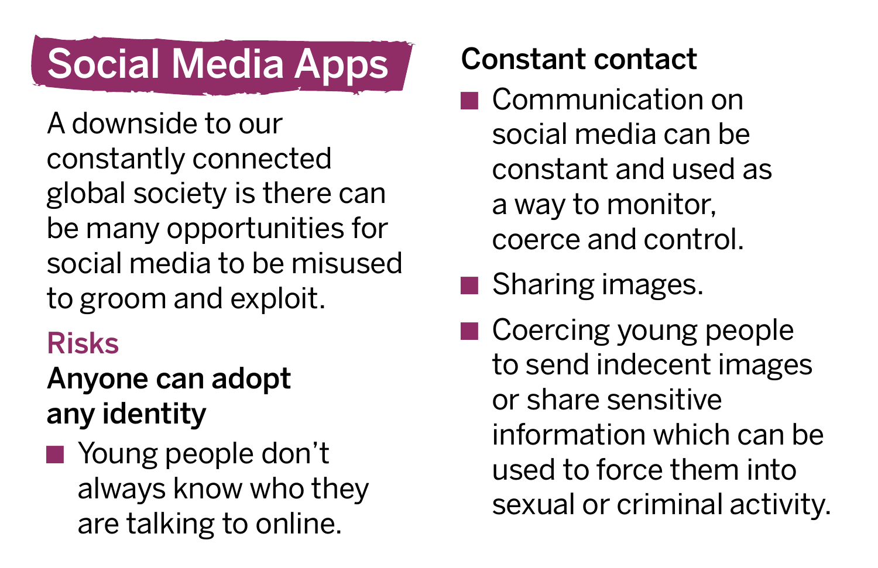# Social Media Apps

A downside to our constantly connected global society is there can be many opportunities for social media to be misused to groom and exploit.

## Risks

### Anyone can adopt any identity

- Young people don't always know who they are talking to online.

### Constant contact

- Communication on social media can be constant and used as a way to monitor, coerce and control.
- Sharing images.
- Coercing young people to send indecent images or share sensitive information which can be used to force them into sexual or criminal activity.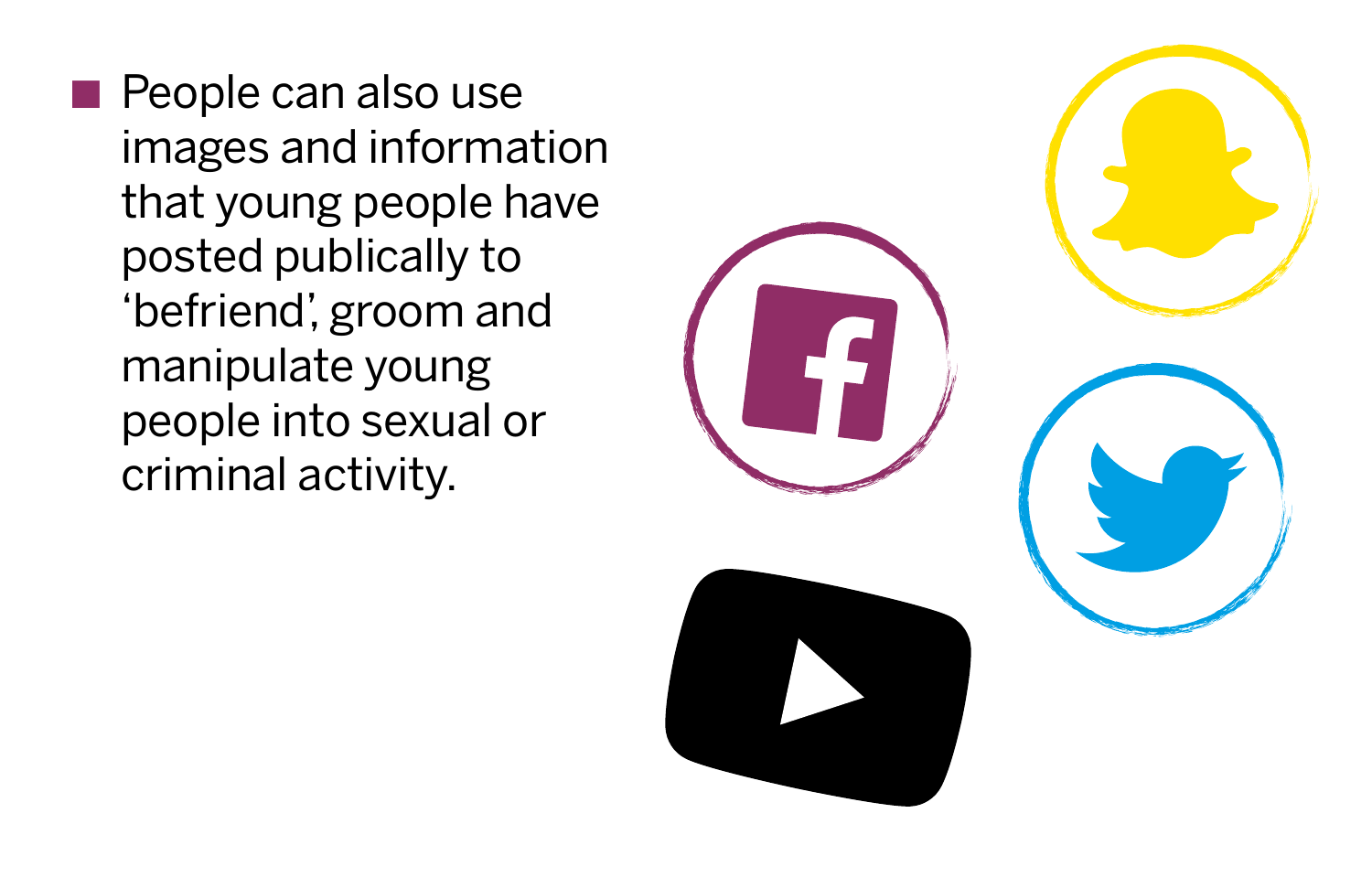- People can also use images and information that young people have posted publically to ‘befriend’, groom and manipulate young people into sexual or criminal activity.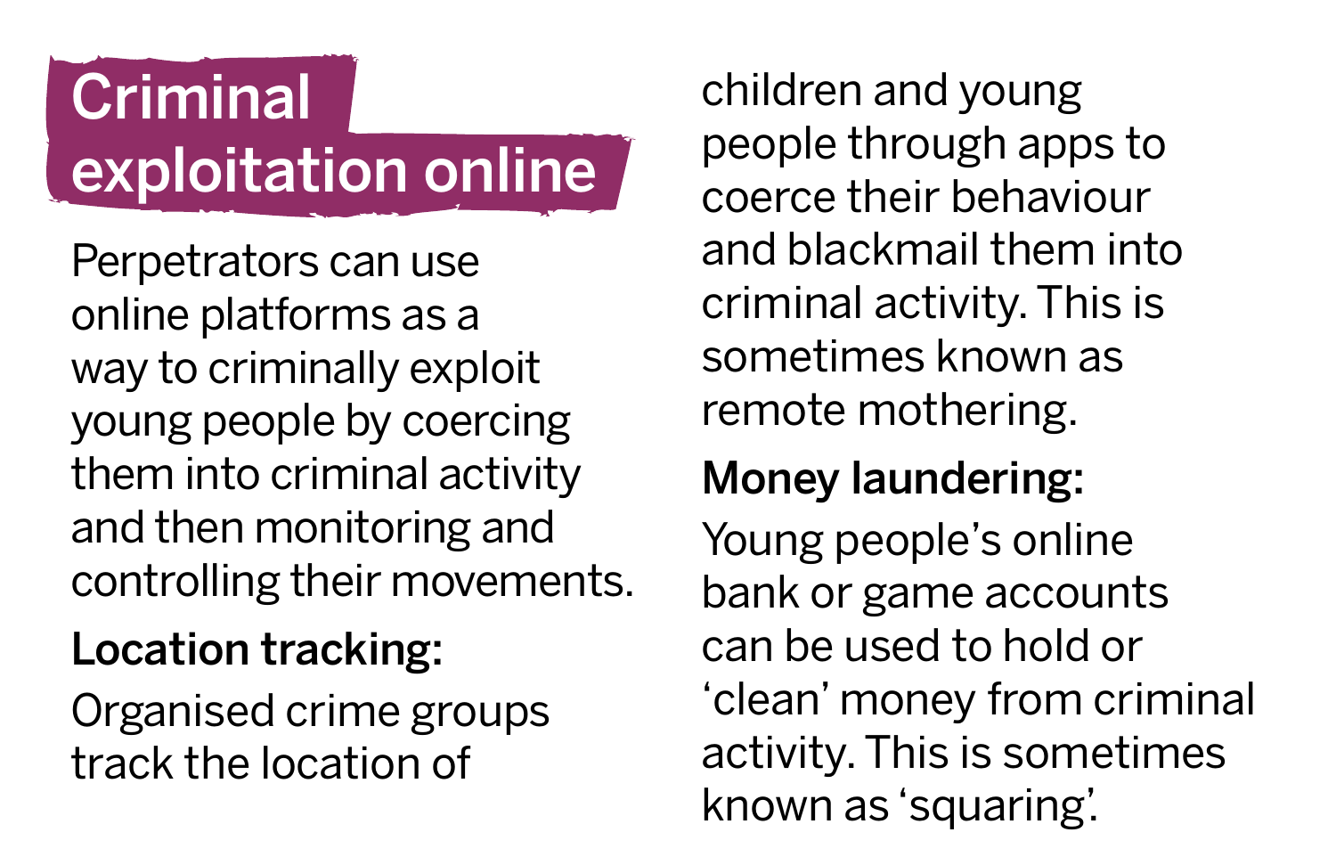## Criminal exploitation online

Perpetrators can use online platforms as a way to criminally exploit young people by coercing them into criminal activity and then monitoring and controlling their movements.

**Location tracking:**

Organised crime groups track the location of children and young people through apps to coerce their behaviour and blackmail them into criminal activity. This is sometimes known as remote mothering.

**Money laundering:**

Young people's online bank or game accounts can be used to hold or 'clean' money from criminal activity. This is sometimes known as 'squaring'.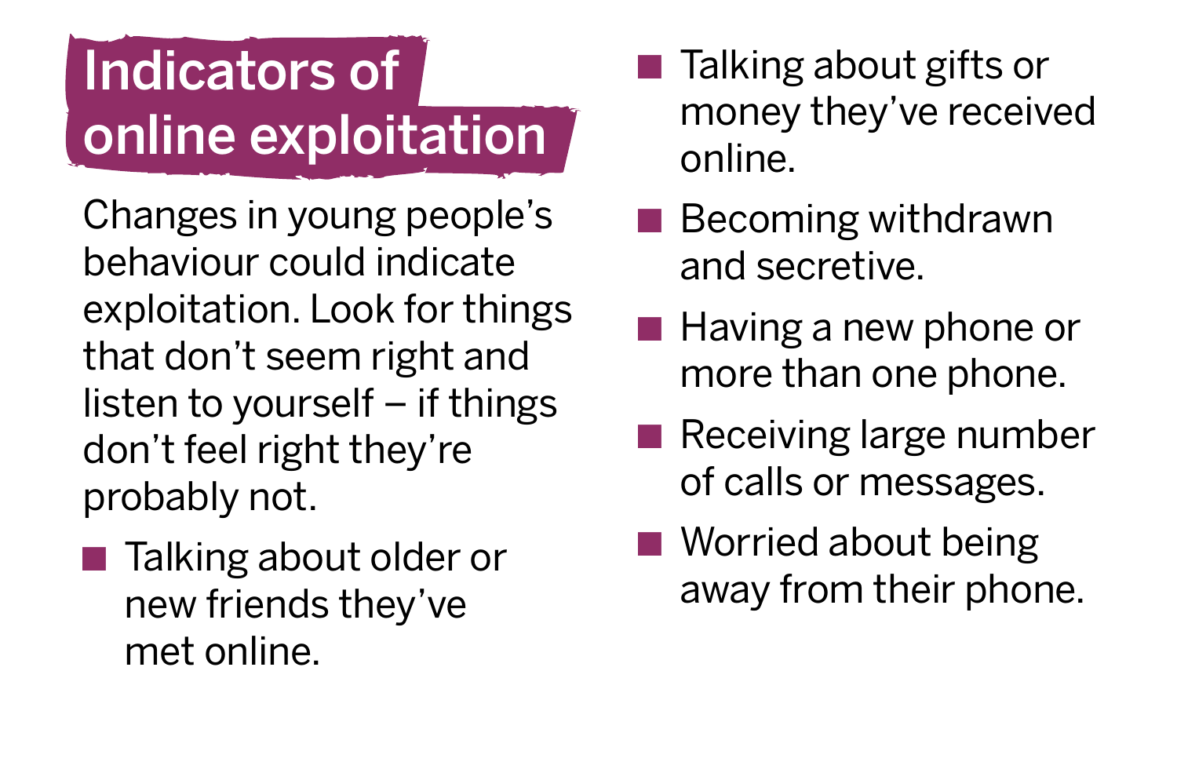# Indicators of online exploitation

Changes in young people's behaviour could indicate exploitation. Look for things that don't seem right and listen to yourself – if things don't feel right they're probably not.

- Talking about older or new friends they've met online.
- Talking about gifts or money they've received online.
- Becoming withdrawn and secretive.
- Having a new phone or more than one phone.
- Receiving large number of calls or messages.
- Worried about being away from their phone.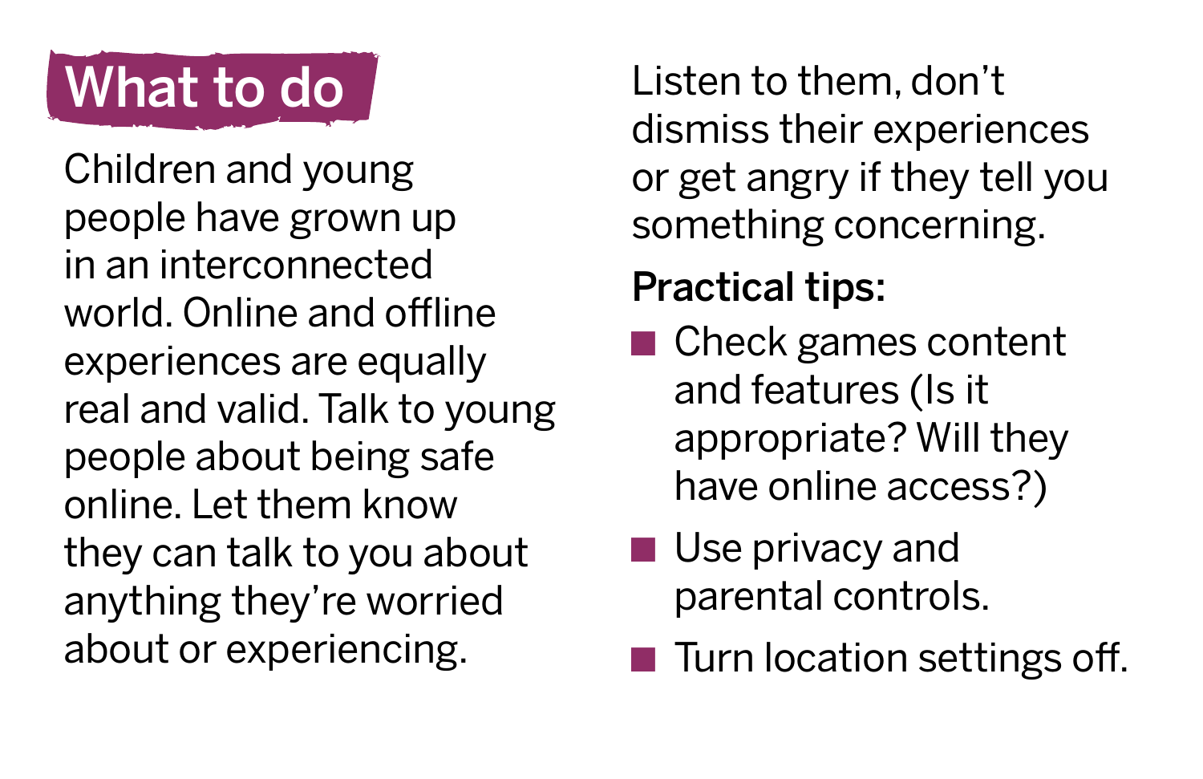## What to do

Children and young people have grown up in an interconnected world. Online and offline experiences are equally real and valid. Talk to young people about being safe online. Let them know they can talk to you about anything they're worried about or experiencing.

Listen to them, don't dismiss their experiences or get angry if they tell you something concerning.

**Practical tips:**

- Check games content and features (Is it appropriate? Will they have online access?)
- Use privacy and parental controls.
- Turn location settings off.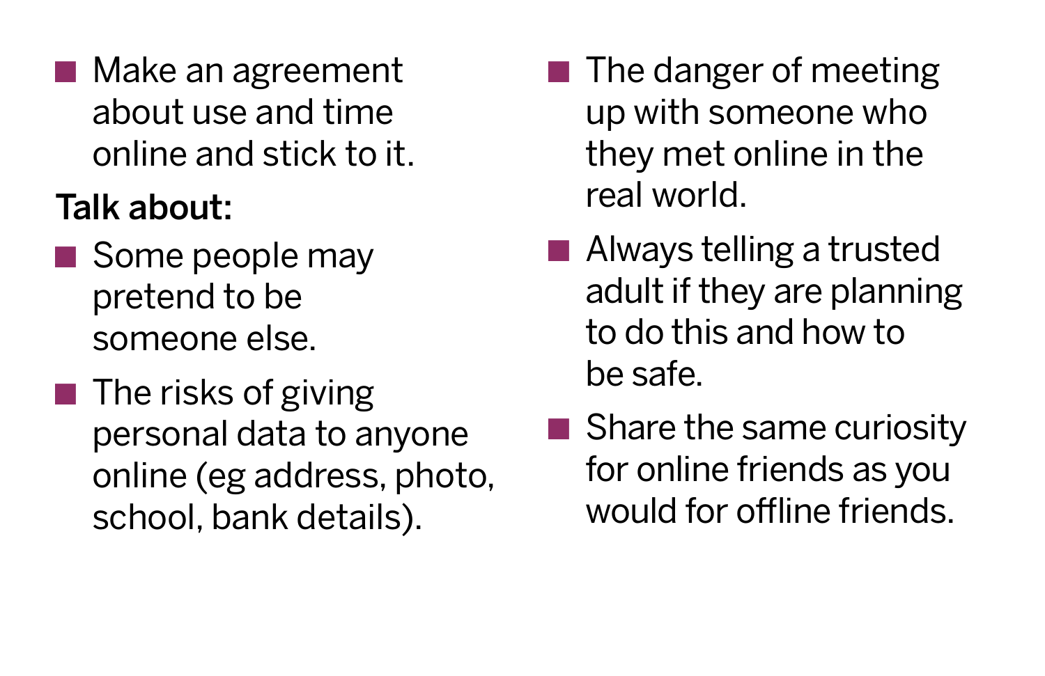- Make an agreement about use and time online and stick to it.

**Talk about:**

- Some people may pretend to be someone else.
- The risks of giving personal data to anyone online (eg address, photo, school, bank details).
- The danger of meeting up with someone who they met online in the real world.
- Always telling a trusted adult if they are planning to do this and how to be safe.
- Share the same curiosity for online friends as you would for offline friends.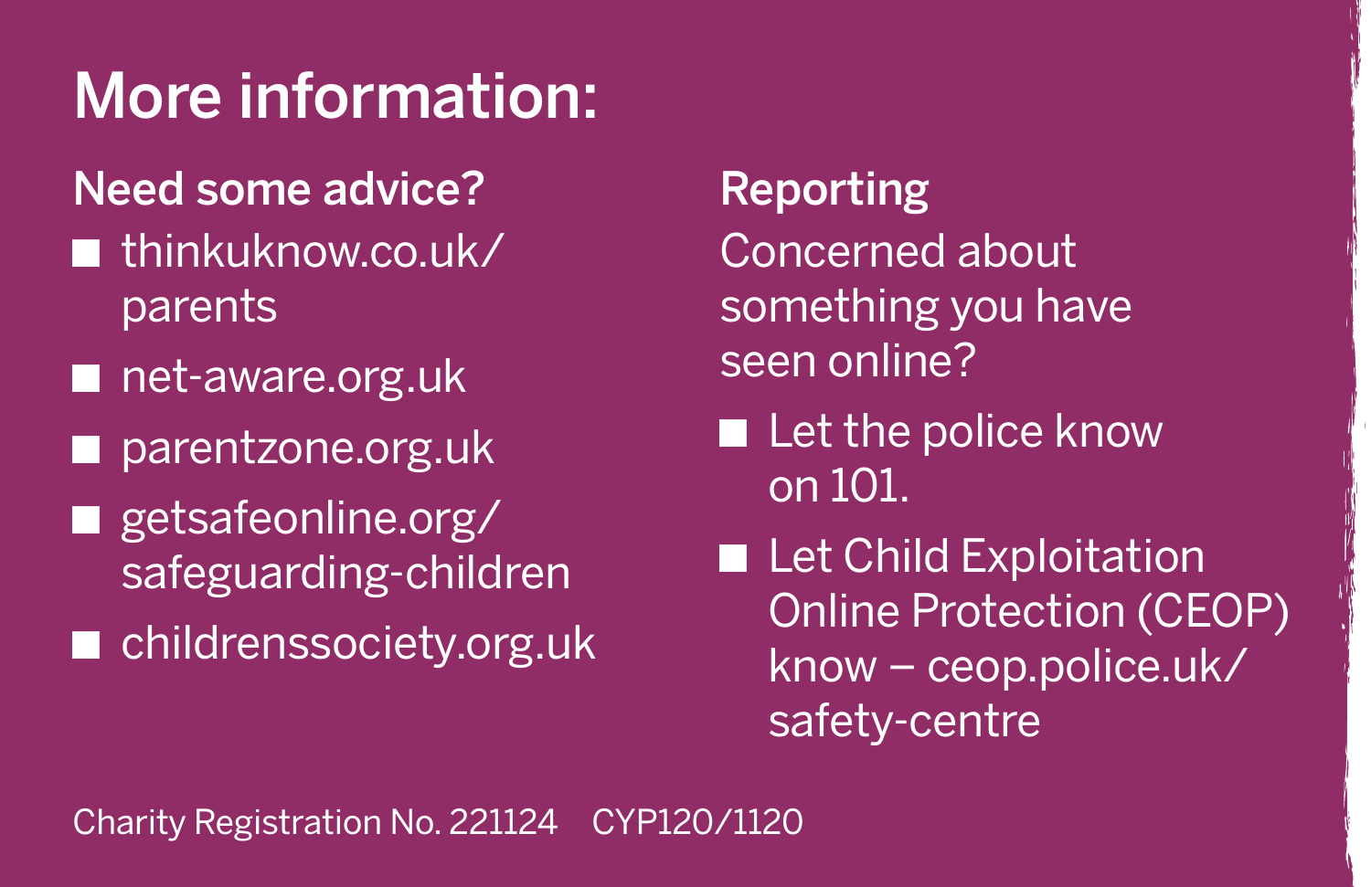# More information:

## Need some advice?

- thinkuknow.co.uk/parents
- net-aware.org.uk
- parentzone.org.uk
- getsafeonline.org/safeguarding-children
- childrenssociety.org.uk

## Reporting

Concerned about something you have seen online?

- Let the police know on 101.
- Let Child Exploitation Online Protection (CEOP) know – ceop.police.uk/safety-centre

Charity Registration No. 221124 CYP120/1120